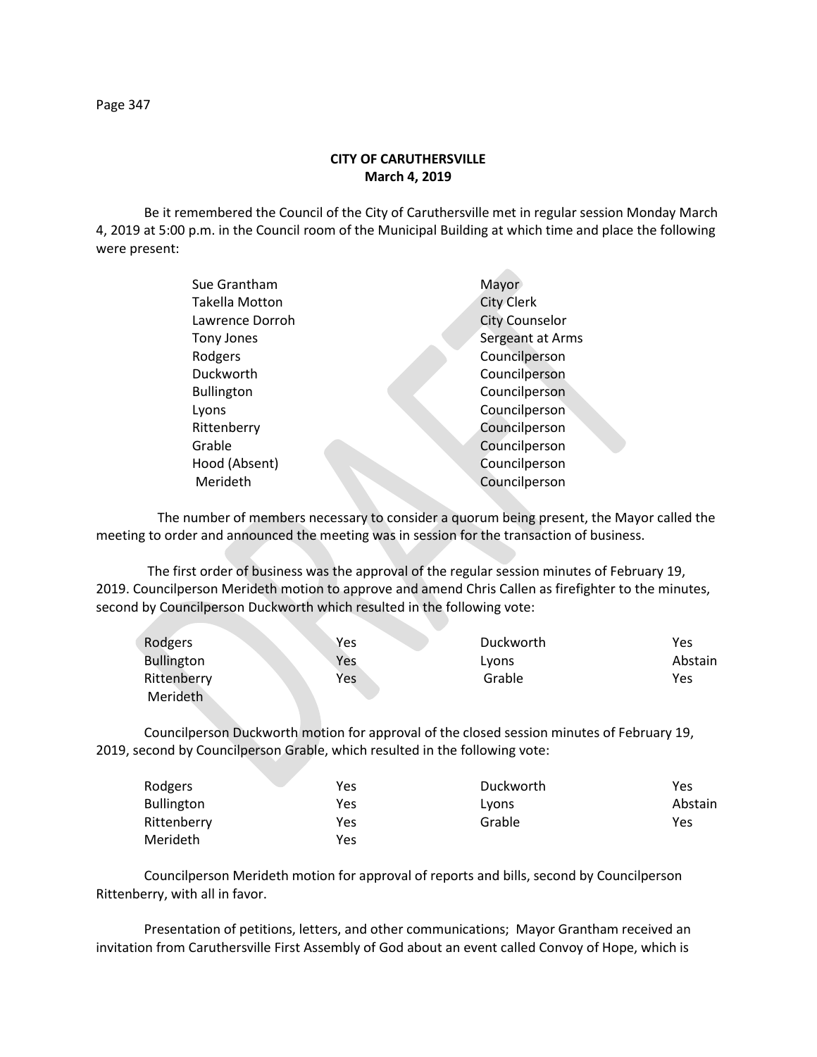**CITY OF CARUTHERSVILLE**
**March 4, 2019**

Be it remembered the Council of the City of Caruthersville met in regular session Monday March 4, 2019 at 5:00 p.m. in the Council room of the Municipal Building at which time and place the following were present:

| | |
|---|---|
| Sue Grantham | Mayor |
| Takella Motton | City Clerk |
| Lawrence Dorroh | City Counselor |
| Tony Jones | Sergeant at Arms |
| Rodgers | Councilperson |
| Duckworth | Councilperson |
| Bullington | Councilperson |
| Lyons | Councilperson |
| Rittenberry | Councilperson |
| Grable | Councilperson |
| Hood (Absent) | Councilperson |
| Merideth | Councilperson |

The number of members necessary to consider a quorum being present, the Mayor called the meeting to order and announced the meeting was in session for the transaction of business.

The first order of business was the approval of the regular session minutes of February 19, 2019. Councilperson Merideth motion to approve and amend Chris Callen as firefighter to the minutes, second by Councilperson Duckworth which resulted in the following vote:

| | | | |
|---|---|---|---|
| Rodgers | Yes | Duckworth | Yes |
| Bullington | Yes | Lyons | Abstain |
| Rittenberry | Yes | Grable | Yes |
| Merideth | | | |

Councilperson Duckworth motion for approval of the closed session minutes of February 19, 2019, second by Councilperson Grable, which resulted in the following vote:

| | | | |
|---|---|---|---|
| Rodgers | Yes | Duckworth | Yes |
| Bullington | Yes | Lyons | Abstain |
| Rittenberry | Yes | Grable | Yes |
| Merideth | Yes | | |

Councilperson Merideth motion for approval of reports and bills, second by Councilperson Rittenberry, with all in favor.

Presentation of petitions, letters, and other communications; Mayor Grantham received an invitation from Caruthersville First Assembly of God about an event called Convoy of Hope, which is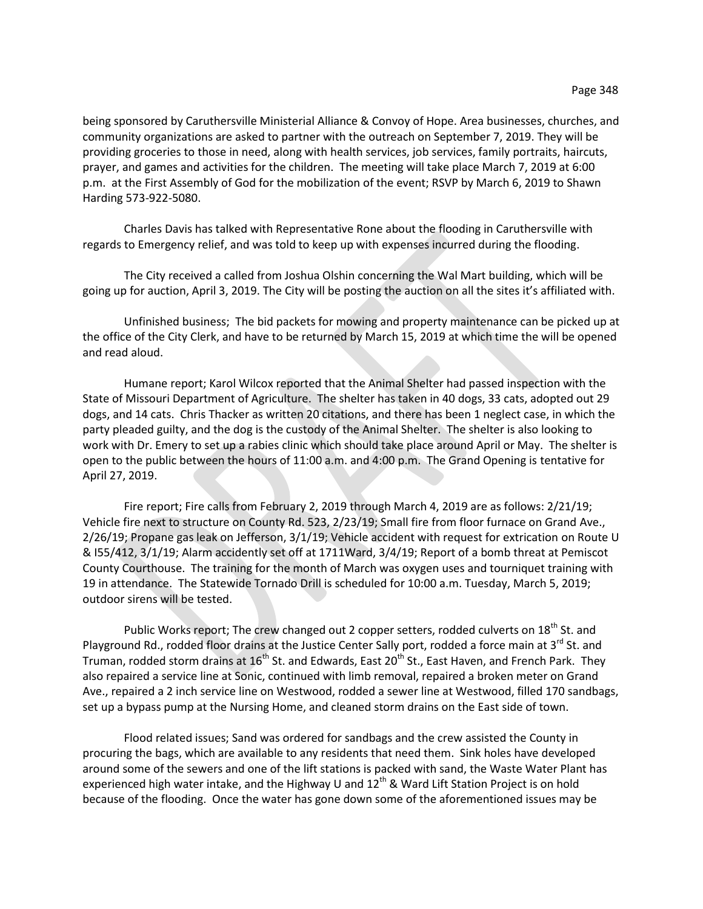being sponsored by Caruthersville Ministerial Alliance & Convoy of Hope. Area businesses, churches, and community organizations are asked to partner with the outreach on September 7, 2019. They will be providing groceries to those in need, along with health services, job services, family portraits, haircuts, prayer, and games and activities for the children. The meeting will take place March 7, 2019 at 6:00 p.m. at the First Assembly of God for the mobilization of the event; RSVP by March 6, 2019 to Shawn Harding 573-922-5080.

Charles Davis has talked with Representative Rone about the flooding in Caruthersville with regards to Emergency relief, and was told to keep up with expenses incurred during the flooding.

The City received a called from Joshua Olshin concerning the Wal Mart building, which will be going up for auction, April 3, 2019. The City will be posting the auction on all the sites it's affiliated with.

Unfinished business; The bid packets for mowing and property maintenance can be picked up at the office of the City Clerk, and have to be returned by March 15, 2019 at which time the will be opened and read aloud.

Humane report; Karol Wilcox reported that the Animal Shelter had passed inspection with the State of Missouri Department of Agriculture. The shelter has taken in 40 dogs, 33 cats, adopted out 29 dogs, and 14 cats. Chris Thacker as written 20 citations, and there has been 1 neglect case, in which the party pleaded guilty, and the dog is the custody of the Animal Shelter. The shelter is also looking to work with Dr. Emery to set up a rabies clinic which should take place around April or May. The shelter is open to the public between the hours of 11:00 a.m. and 4:00 p.m. The Grand Opening is tentative for April 27, 2019.

Fire report; Fire calls from February 2, 2019 through March 4, 2019 are as follows: 2/21/19; Vehicle fire next to structure on County Rd. 523, 2/23/19; Small fire from floor furnace on Grand Ave., 2/26/19; Propane gas leak on Jefferson, 3/1/19; Vehicle accident with request for extrication on Route U & I55/412, 3/1/19; Alarm accidently set off at 1711Ward, 3/4/19; Report of a bomb threat at Pemiscot County Courthouse. The training for the month of March was oxygen uses and tourniquet training with 19 in attendance. The Statewide Tornado Drill is scheduled for 10:00 a.m. Tuesday, March 5, 2019; outdoor sirens will be tested.

Public Works report; The crew changed out 2 copper setters, rodded culverts on 18th St. and Playground Rd., rodded floor drains at the Justice Center Sally port, rodded a force main at 3rd St. and Truman, rodded storm drains at 16th St. and Edwards, East 20th St., East Haven, and French Park. They also repaired a service line at Sonic, continued with limb removal, repaired a broken meter on Grand Ave., repaired a 2 inch service line on Westwood, rodded a sewer line at Westwood, filled 170 sandbags, set up a bypass pump at the Nursing Home, and cleaned storm drains on the East side of town.

Flood related issues; Sand was ordered for sandbags and the crew assisted the County in procuring the bags, which are available to any residents that need them. Sink holes have developed around some of the sewers and one of the lift stations is packed with sand, the Waste Water Plant has experienced high water intake, and the Highway U and 12th & Ward Lift Station Project is on hold because of the flooding. Once the water has gone down some of the aforementioned issues may be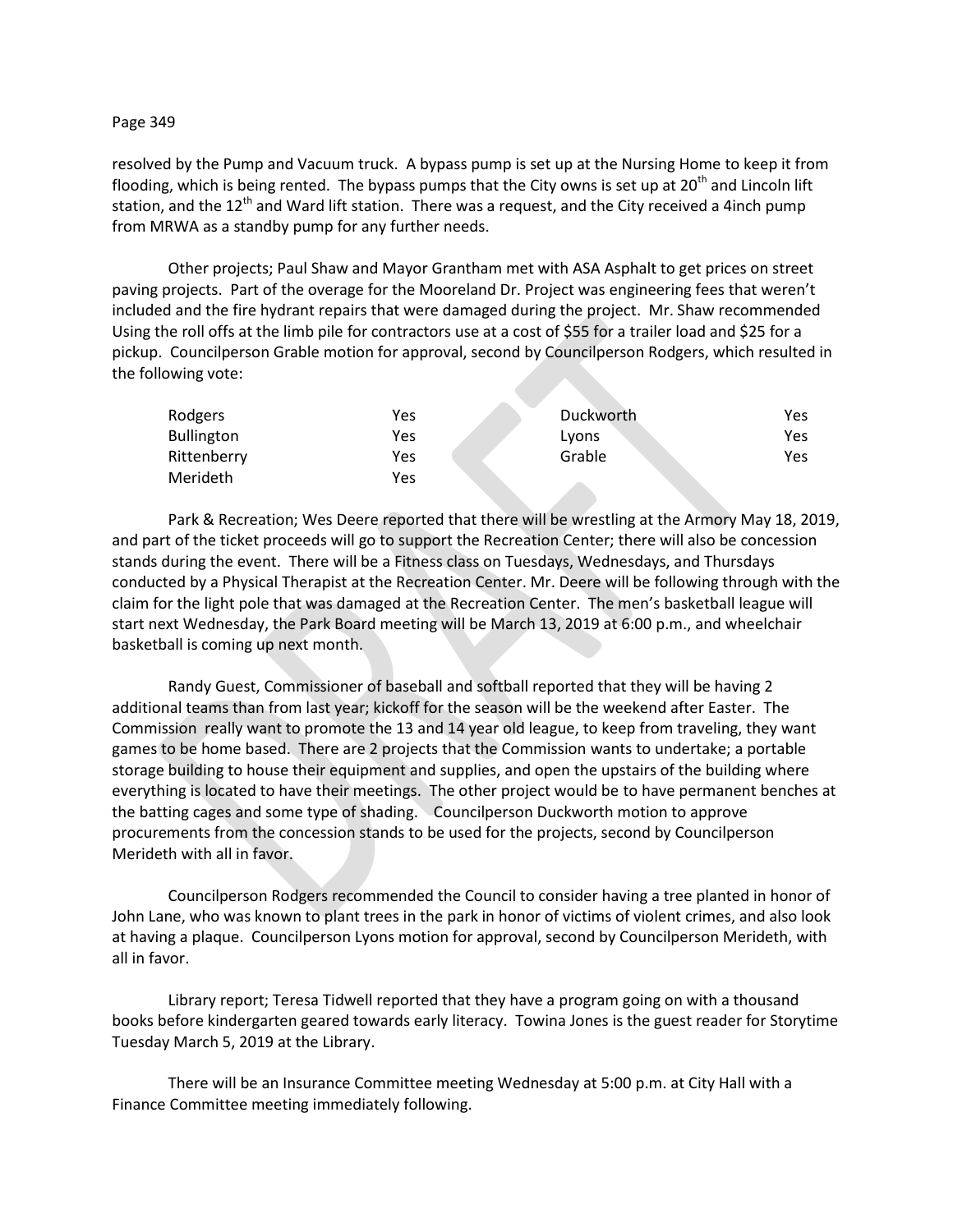resolved by the Pump and Vacuum truck. A bypass pump is set up at the Nursing Home to keep it from flooding, which is being rented. The bypass pumps that the City owns is set up at 20th and Lincoln lift station, and the 12th and Ward lift station. There was a request, and the City received a 4inch pump from MRWA as a standby pump for any further needs.

Other projects; Paul Shaw and Mayor Grantham met with ASA Asphalt to get prices on street paving projects. Part of the overage for the Mooreland Dr. Project was engineering fees that weren't included and the fire hydrant repairs that were damaged during the project. Mr. Shaw recommended Using the roll offs at the limb pile for contractors use at a cost of $55 for a trailer load and $25 for a pickup. Councilperson Grable motion for approval, second by Councilperson Rodgers, which resulted in the following vote:

| | | | |
|---|---|---|---|
| Rodgers | Yes | Duckworth | Yes |
| Bullington | Yes | Lyons | Yes |
| Rittenberry | Yes | Grable | Yes |
| Merideth | Yes | | |

Park & Recreation; Wes Deere reported that there will be wrestling at the Armory May 18, 2019, and part of the ticket proceeds will go to support the Recreation Center; there will also be concession stands during the event. There will be a Fitness class on Tuesdays, Wednesdays, and Thursdays conducted by a Physical Therapist at the Recreation Center. Mr. Deere will be following through with the claim for the light pole that was damaged at the Recreation Center. The men's basketball league will start next Wednesday, the Park Board meeting will be March 13, 2019 at 6:00 p.m., and wheelchair basketball is coming up next month.

Randy Guest, Commissioner of baseball and softball reported that they will be having 2 additional teams than from last year; kickoff for the season will be the weekend after Easter. The Commission really want to promote the 13 and 14 year old league, to keep from traveling, they want games to be home based. There are 2 projects that the Commission wants to undertake; a portable storage building to house their equipment and supplies, and open the upstairs of the building where everything is located to have their meetings. The other project would be to have permanent benches at the batting cages and some type of shading. Councilperson Duckworth motion to approve procurements from the concession stands to be used for the projects, second by Councilperson Merideth with all in favor.

Councilperson Rodgers recommended the Council to consider having a tree planted in honor of John Lane, who was known to plant trees in the park in honor of victims of violent crimes, and also look at having a plaque. Councilperson Lyons motion for approval, second by Councilperson Merideth, with all in favor.

Library report; Teresa Tidwell reported that they have a program going on with a thousand books before kindergarten geared towards early literacy. Towina Jones is the guest reader for Storytime Tuesday March 5, 2019 at the Library.

There will be an Insurance Committee meeting Wednesday at 5:00 p.m. at City Hall with a Finance Committee meeting immediately following.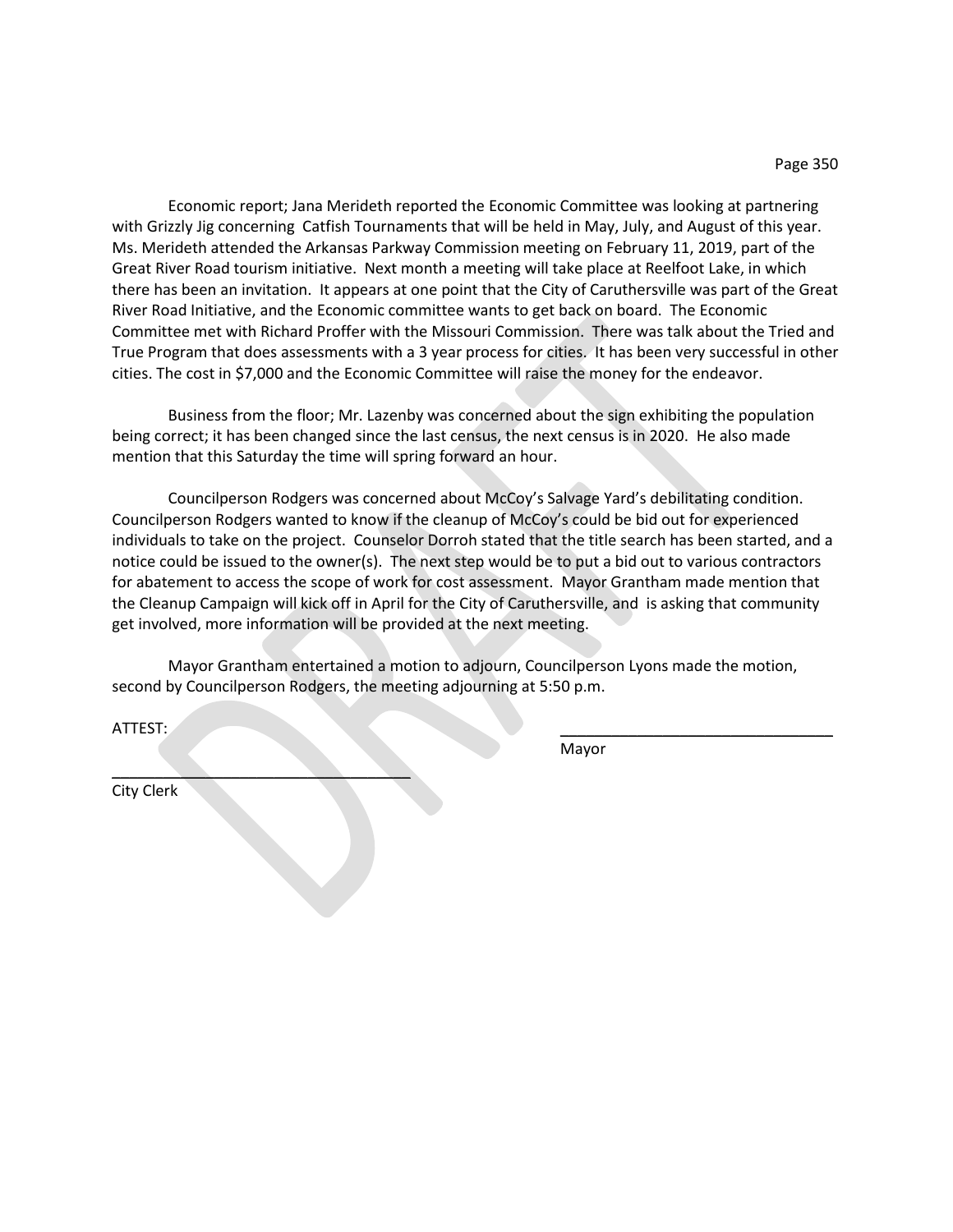Economic report; Jana Merideth reported the Economic Committee was looking at partnering with Grizzly Jig concerning Catfish Tournaments that will be held in May, July, and August of this year. Ms. Merideth attended the Arkansas Parkway Commission meeting on February 11, 2019, part of the Great River Road tourism initiative. Next month a meeting will take place at Reelfoot Lake, in which there has been an invitation. It appears at one point that the City of Caruthersville was part of the Great River Road Initiative, and the Economic committee wants to get back on board. The Economic Committee met with Richard Proffer with the Missouri Commission. There was talk about the Tried and True Program that does assessments with a 3 year process for cities. It has been very successful in other cities. The cost in $7,000 and the Economic Committee will raise the money for the endeavor.

Business from the floor; Mr. Lazenby was concerned about the sign exhibiting the population being correct; it has been changed since the last census, the next census is in 2020. He also made mention that this Saturday the time will spring forward an hour.

Councilperson Rodgers was concerned about McCoy's Salvage Yard's debilitating condition. Councilperson Rodgers wanted to know if the cleanup of McCoy's could be bid out for experienced individuals to take on the project. Counselor Dorroh stated that the title search has been started, and a notice could be issued to the owner(s). The next step would be to put a bid out to various contractors for abatement to access the scope of work for cost assessment. Mayor Grantham made mention that the Cleanup Campaign will kick off in April for the City of Caruthersville, and is asking that community get involved, more information will be provided at the next meeting.

Mayor Grantham entertained a motion to adjourn, Councilperson Lyons made the motion, second by Councilperson Rodgers, the meeting adjourning at 5:50 p.m.

ATTEST: \_\_\_\_\_\_\_\_\_\_\_\_\_\_\_\_\_\_\_\_\_\_\_\_\_\_\_\_\_\_\_\_

Mayor

\_\_\_\_\_\_\_\_\_\_\_\_\_\_\_\_\_\_\_\_\_\_\_\_\_\_\_\_\_\_\_\_

City Clerk

DRAFT